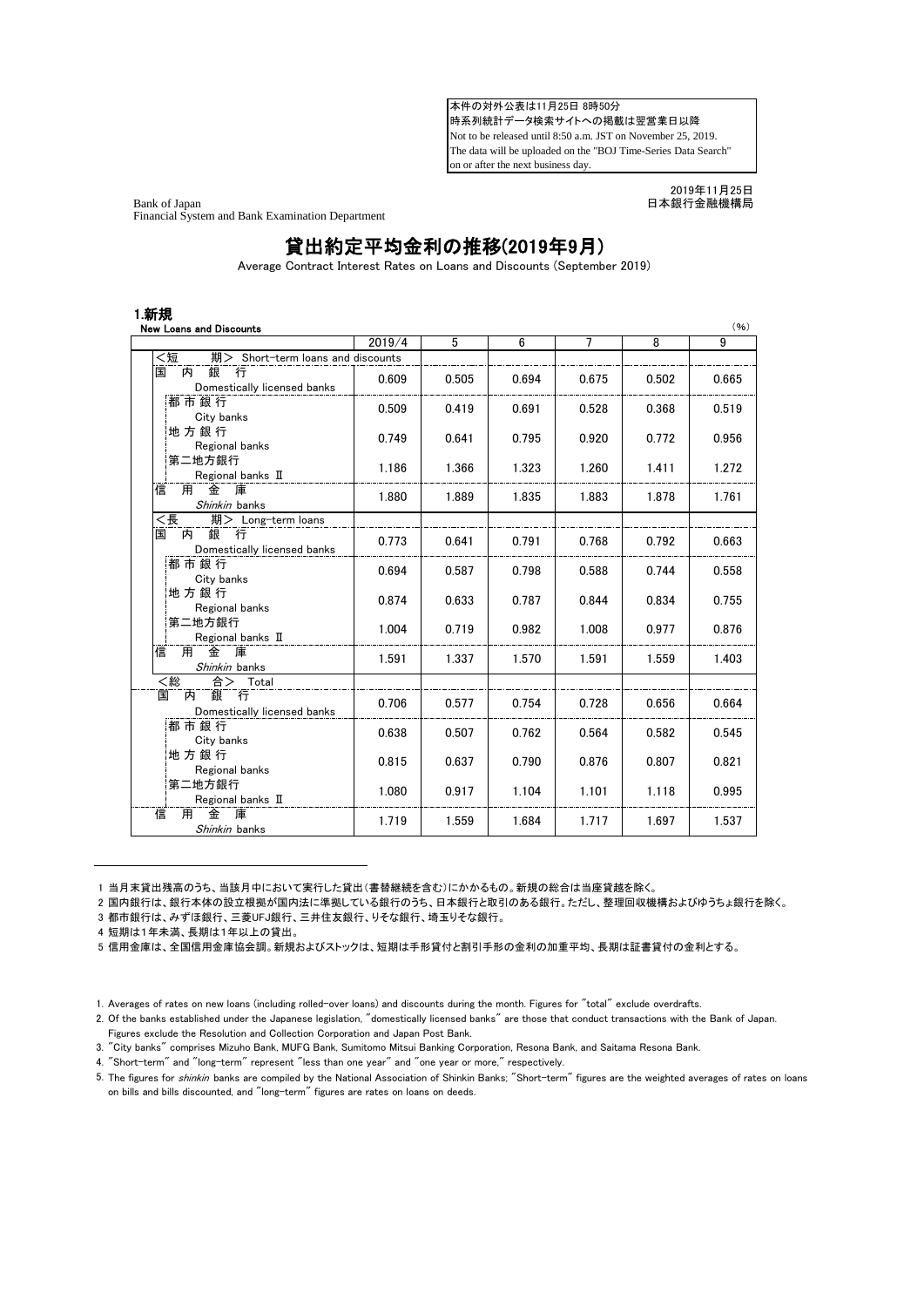本件の対外公表は11月25日 8時50分
時系列統計データ検索サイトへの掲載は翌営業日以降
Not to be released until 8:50 a.m. JST on November 25, 2019.
The data will be uploaded on the "BOJ Time-Series Data Search" on or after the next business day.

Bank of Japan
Financial System and Bank Examination Department

2019年11月25日
日本銀行金融機構局

# 貸出約定平均金利の推移(2019年9月)

Average Contract Interest Rates on Loans and Discounts (September 2019)

## 1.新規

**New Loans and Discounts**

(%)

| | 2019/4 | 5 | 6 | 7 | 8 | 9 |
|---|---|---|---|---|---|---|
| <短期> Short-term loans and discounts | | | | | | |
| 国内銀行 Domestically licensed banks | 0.609 | 0.505 | 0.694 | 0.675 | 0.502 | 0.665 |
| 都市銀行 City banks | 0.509 | 0.419 | 0.691 | 0.528 | 0.368 | 0.519 |
| 地方銀行 Regional banks | 0.749 | 0.641 | 0.795 | 0.920 | 0.772 | 0.956 |
| 第二地方銀行 Regional banks Ⅱ | 1.186 | 1.366 | 1.323 | 1.260 | 1.411 | 1.272 |
| 信用金庫 *Shinkin* banks | 1.880 | 1.889 | 1.835 | 1.883 | 1.878 | 1.761 |
| <長期> Long-term loans | | | | | | |
| 国内銀行 Domestically licensed banks | 0.773 | 0.641 | 0.791 | 0.768 | 0.792 | 0.663 |
| 都市銀行 City banks | 0.694 | 0.587 | 0.798 | 0.588 | 0.744 | 0.558 |
| 地方銀行 Regional banks | 0.874 | 0.633 | 0.787 | 0.844 | 0.834 | 0.755 |
| 第二地方銀行 Regional banks Ⅱ | 1.004 | 0.719 | 0.982 | 1.008 | 0.977 | 0.876 |
| 信用金庫 *Shinkin* banks | 1.591 | 1.337 | 1.570 | 1.591 | 1.559 | 1.403 |
| <総合> Total | | | | | | |
| 国内銀行 Domestically licensed banks | 0.706 | 0.577 | 0.754 | 0.728 | 0.656 | 0.664 |
| 都市銀行 City banks | 0.638 | 0.507 | 0.762 | 0.564 | 0.582 | 0.545 |
| 地方銀行 Regional banks | 0.815 | 0.637 | 0.790 | 0.876 | 0.807 | 0.821 |
| 第二地方銀行 Regional banks Ⅱ | 1.080 | 0.917 | 1.104 | 1.101 | 1.118 | 0.995 |
| 信用金庫 *Shinkin* banks | 1.719 | 1.559 | 1.684 | 1.717 | 1.697 | 1.537 |

1 当月末貸出残高のうち、当該月中において実行した貸出(書替継続を含む)にかかるもの。新規の総合は当座貸越を除く。
2 国内銀行は、銀行本体の設立根拠が国内法に準拠している銀行のうち、日本銀行と取引のある銀行。ただし、整理回収機構およびゆうちょ銀行を除く。
3 都市銀行は、みずほ銀行、三菱UFJ銀行、三井住友銀行、りそな銀行、埼玉りそな銀行。
4 短期は1年未満、長期は1年以上の貸出。
5 信用金庫は、全国信用金庫協会調。新規およびストックは、短期は手形貸付と割引手形の金利の加重平均、長期は証書貸付の金利とする。

1. Averages of rates on new loans (including rolled-over loans) and discounts during the month. Figures for "total" exclude overdrafts.
2. Of the banks established under the Japanese legislation, "domestically licensed banks" are those that conduct transactions with the Bank of Japan. Figures exclude the Resolution and Collection Corporation and Japan Post Bank.
3. "City banks" comprises Mizuho Bank, MUFG Bank, Sumitomo Mitsui Banking Corporation, Resona Bank, and Saitama Resona Bank.
4. "Short-term" and "long-term" represent "less than one year" and "one year or more," respectively.
5. The figures for *shinkin* banks are compiled by the National Association of Shinkin Banks; "Short-term" figures are the weighted averages of rates on loans on bills and bills discounted, and "long-term" figures are rates on loans on deeds.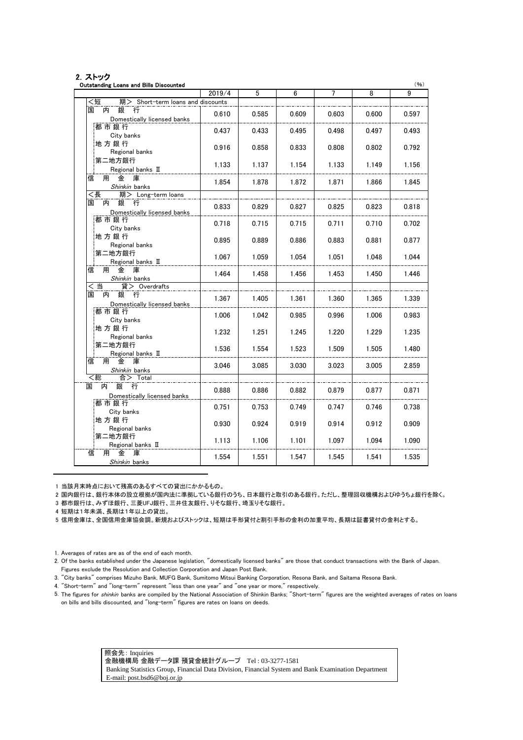## 2. ストック

**Outstanding Loans and Bills Discounted**

(%)

| | 2019/4 | 5 | 6 | 7 | 8 | 9 |
|---|---|---|---|---|---|---|
| <短　期> Short-term loans and discounts | | | | | | |
| 国　内　銀　行 Domestically licensed banks | 0.610 | 0.585 | 0.609 | 0.603 | 0.600 | 0.597 |
| 都 市 銀 行 City banks | 0.437 | 0.433 | 0.495 | 0.498 | 0.497 | 0.493 |
| 地 方 銀 行 Regional banks | 0.916 | 0.858 | 0.833 | 0.808 | 0.802 | 0.792 |
| 第二地方銀行 Regional banks Ⅱ | 1.133 | 1.137 | 1.154 | 1.133 | 1.149 | 1.156 |
| 信　用　金　庫 *Shinkin* banks | 1.854 | 1.878 | 1.872 | 1.871 | 1.866 | 1.845 |
| <長　期> Long-term loans | | | | | | |
| 国　内　銀　行 Domestically licensed banks | 0.833 | 0.829 | 0.827 | 0.825 | 0.823 | 0.818 |
| 都 市 銀 行 City banks | 0.718 | 0.715 | 0.715 | 0.711 | 0.710 | 0.702 |
| 地 方 銀 行 Regional banks | 0.895 | 0.889 | 0.886 | 0.883 | 0.881 | 0.877 |
| 第二地方銀行 Regional banks Ⅱ | 1.067 | 1.059 | 1.054 | 1.051 | 1.048 | 1.044 |
| 信　用　金　庫 *Shinkin* banks | 1.464 | 1.458 | 1.456 | 1.453 | 1.450 | 1.446 |
| <当　貸> Overdrafts | | | | | | |
| 国　内　銀　行 Domestically licensed banks | 1.367 | 1.405 | 1.361 | 1.360 | 1.365 | 1.339 |
| 都 市 銀 行 City banks | 1.006 | 1.042 | 0.985 | 0.996 | 1.006 | 0.983 |
| 地 方 銀 行 Regional banks | 1.232 | 1.251 | 1.245 | 1.220 | 1.229 | 1.235 |
| 第二地方銀行 Regional banks Ⅱ | 1.536 | 1.554 | 1.523 | 1.509 | 1.505 | 1.480 |
| 信　用　金　庫 *Shinkin* banks | 3.046 | 3.085 | 3.030 | 3.023 | 3.005 | 2.859 |
| <総　合> Total | | | | | | |
| 国　内　銀　行 Domestically licensed banks | 0.888 | 0.886 | 0.882 | 0.879 | 0.877 | 0.871 |
| 都 市 銀 行 City banks | 0.751 | 0.753 | 0.749 | 0.747 | 0.746 | 0.738 |
| 地 方 銀 行 Regional banks | 0.930 | 0.924 | 0.919 | 0.914 | 0.912 | 0.909 |
| 第二地方銀行 Regional banks Ⅱ | 1.113 | 1.106 | 1.101 | 1.097 | 1.094 | 1.090 |
| 信　用　金　庫 *Shinkin* banks | 1.554 | 1.551 | 1.547 | 1.545 | 1.541 | 1.535 |

1 当該月末時点において残高のあるすべての貸出にかかるもの。
2 国内銀行は、銀行本体の設立根拠が国内法に準拠している銀行のうち、日本銀行と取引のある銀行。ただし、整理回収機構およびゆうちょ銀行を除く。
3 都市銀行は、みずほ銀行、三菱UFJ銀行、三井住友銀行、りそな銀行、埼玉りそな銀行。
4 短期は1年未満、長期は1年以上の貸出。
5 信用金庫は、全国信用金庫協会調。新規およびストックは、短期は手形貸付と割引手形の金利の加重平均、長期は証書貸付の金利とする。

1. Averages of rates are as of the end of each month.
2. Of the banks established under the Japanese legislation, "domestically licensed banks" are those that conduct transactions with the Bank of Japan. Figures exclude the Resolution and Collection Corporation and Japan Post Bank.
3. "City banks" comprises Mizuho Bank, MUFG Bank, Sumitomo Mitsui Banking Corporation, Resona Bank, and Saitama Resona Bank.
4. "Short-term" and "long-term" represent "less than one year" and "one year or more," respectively.
5. The figures for *shinkin* banks are compiled by the National Association of Shinkin Banks; "Short-term" figures are the weighted averages of rates on loans on bills and bills discounted, and "long-term" figures are rates on loans on deeds.

照会先: Inquiries
金融機構局 金融データ課 預貸金統計グループ　Tel : 03-3277-1581
Banking Statistics Group, Financial Data Division, Financial System and Bank Examination Department
E-mail: post.bsd6@boj.or.jp